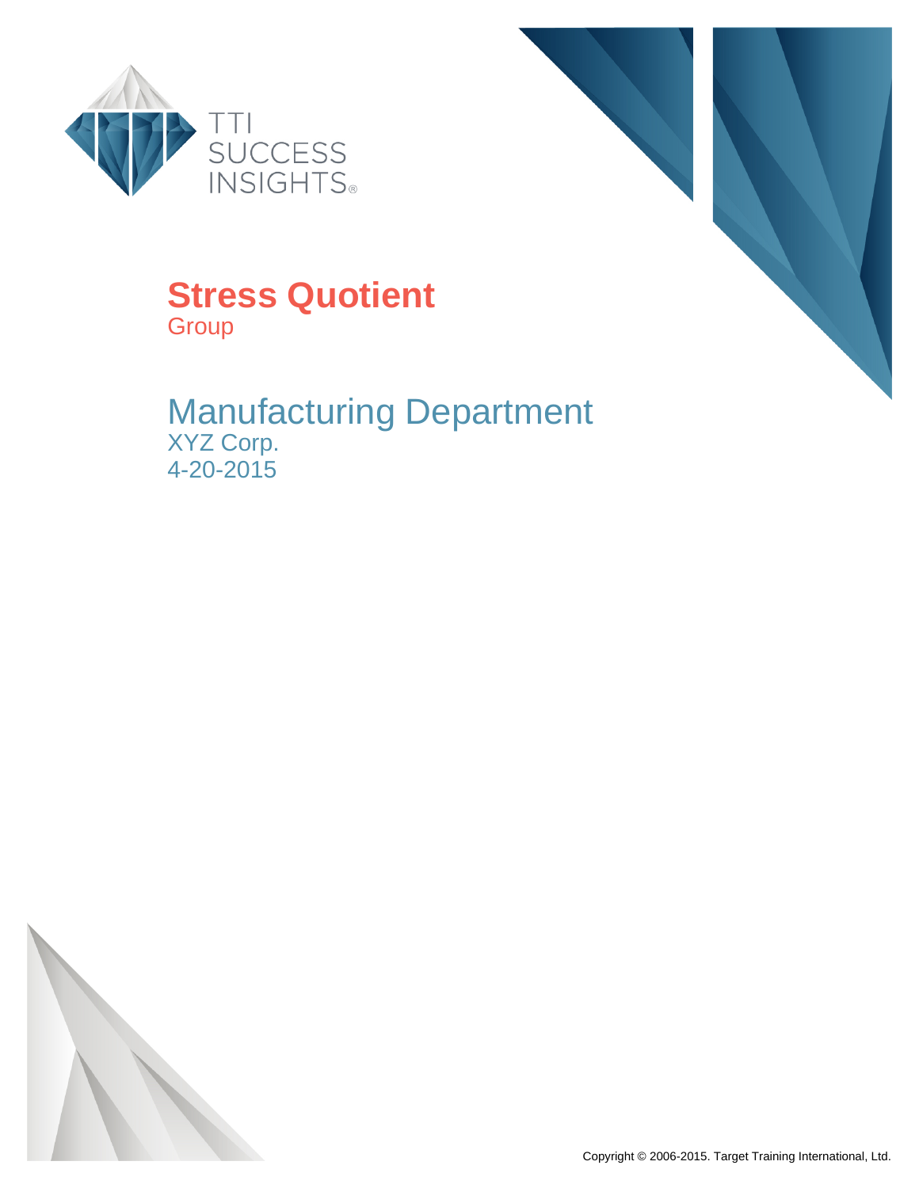TTI SUCCESS INSIGHTS®

# Stress Quotient

Group

## Manufacturing Department

XYZ Corp.

4-20-2015

Copyright © 2006-2015. Target Training International, Ltd.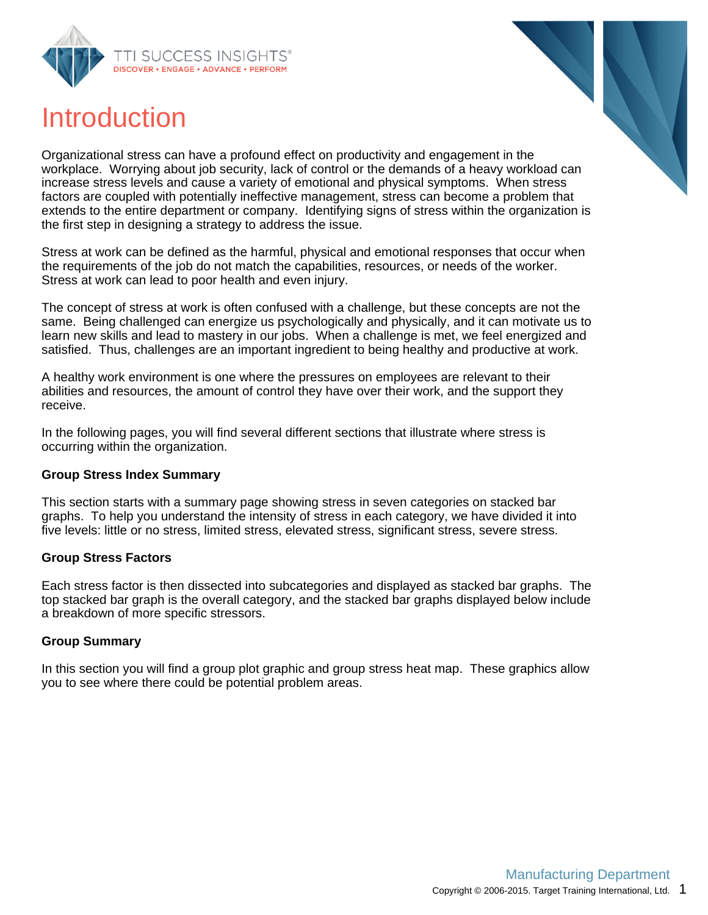# Introduction

Organizational stress can have a profound effect on productivity and engagement in the workplace. Worrying about job security, lack of control or the demands of a heavy workload can increase stress levels and cause a variety of emotional and physical symptoms. When stress factors are coupled with potentially ineffective management, stress can become a problem that extends to the entire department or company. Identifying signs of stress within the organization is the first step in designing a strategy to address the issue.

Stress at work can be defined as the harmful, physical and emotional responses that occur when the requirements of the job do not match the capabilities, resources, or needs of the worker. Stress at work can lead to poor health and even injury.

The concept of stress at work is often confused with a challenge, but these concepts are not the same. Being challenged can energize us psychologically and physically, and it can motivate us to learn new skills and lead to mastery in our jobs. When a challenge is met, we feel energized and satisfied. Thus, challenges are an important ingredient to being healthy and productive at work.

A healthy work environment is one where the pressures on employees are relevant to their abilities and resources, the amount of control they have over their work, and the support they receive.

In the following pages, you will find several different sections that illustrate where stress is occurring within the organization.

**Group Stress Index Summary**

This section starts with a summary page showing stress in seven categories on stacked bar graphs. To help you understand the intensity of stress in each category, we have divided it into five levels: little or no stress, limited stress, elevated stress, significant stress, severe stress.

**Group Stress Factors**

Each stress factor is then dissected into subcategories and displayed as stacked bar graphs. The top stacked bar graph is the overall category, and the stacked bar graphs displayed below include a breakdown of more specific stressors.

**Group Summary**

In this section you will find a group plot graphic and group stress heat map. These graphics allow you to see where there could be potential problem areas.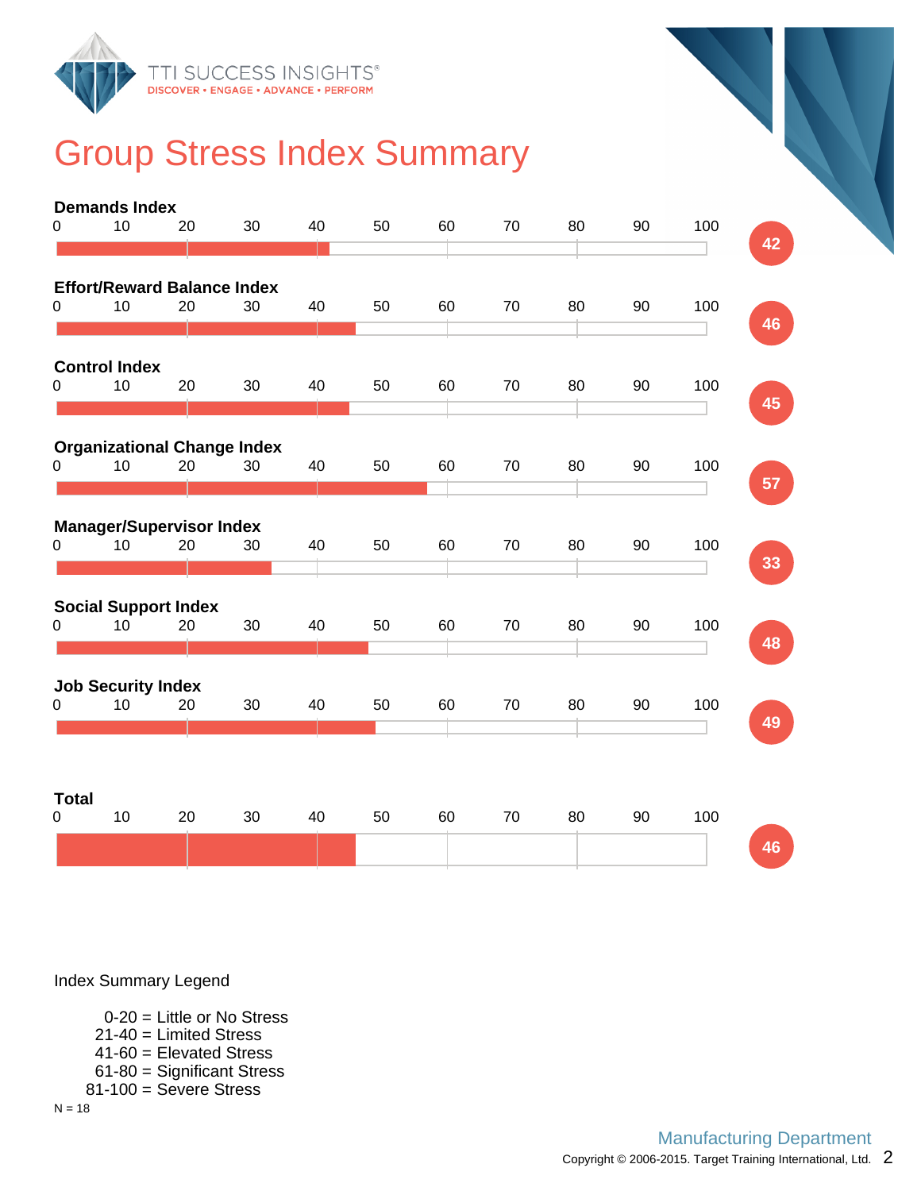# Group Stress Index Summary

| Index | Score |
|---|---|
| Demands Index | 42 |
| Effort/Reward Balance Index | 46 |
| Control Index | 45 |
| Organizational Change Index | 57 |
| Manager/Supervisor Index | 33 |
| Social Support Index | 48 |
| Job Security Index | 49 |
| **Total** | **46** |

Index Summary Legend

- 0-20 = Little or No Stress
- 21-40 = Limited Stress
- 41-60 = Elevated Stress
- 61-80 = Significant Stress
- 81-100 = Severe Stress

N = 18

Manufacturing Department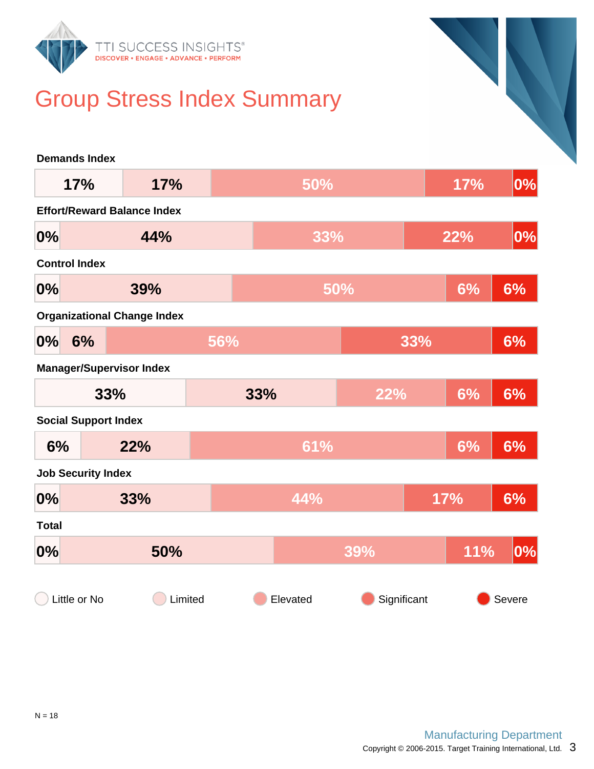# Group Stress Index Summary

| Index | Little or No | Limited | Elevated | Significant | Severe |
|---|---|---|---|---|---|
| Demands Index | 17% | 17% | 50% | 17% | 0% |
| Effort/Reward Balance Index | 0% | 44% | 33% | 22% | 0% |
| Control Index | 0% | 39% | 50% | 6% | 6% |
| Organizational Change Index | 0% | 6% | 56% | 33% | 6% |
| Manager/Supervisor Index | 33% | 33% | 22% | 6% | 6% |
| Social Support Index | 6% | 22% | 61% | 6% | 6% |
| Job Security Index | 0% | 33% | 44% | 17% | 6% |
| Total | 0% | 50% | 39% | 11% | 0% |

N = 18

Manufacturing Department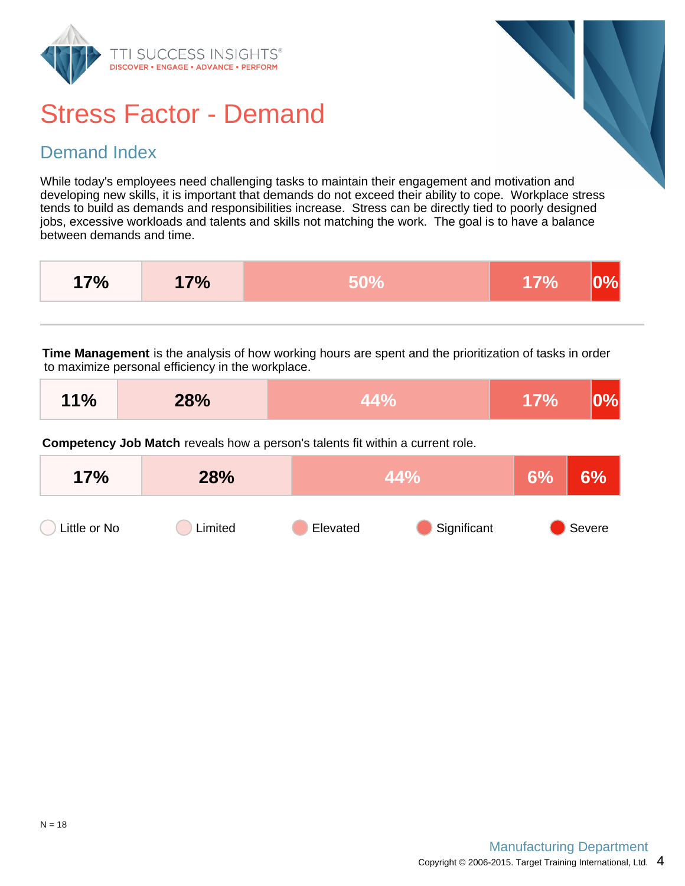# Stress Factor - Demand

## Demand Index

While today's employees need challenging tasks to maintain their engagement and motivation and developing new skills, it is important that demands do not exceed their ability to cope. Workplace stress tends to build as demands and responsibilities increase. Stress can be directly tied to poorly designed jobs, excessive workloads and talents and skills not matching the work. The goal is to have a balance between demands and time.

| Little or No | Limited | Elevated | Significant | Severe |
|---|---|---|---|---|
| 17% | 17% | 50% | 17% | 0% |

**Time Management** is the analysis of how working hours are spent and the prioritization of tasks in order to maximize personal efficiency in the workplace.

| Little or No | Limited | Elevated | Significant | Severe |
|---|---|---|---|---|
| 11% | 28% | 44% | 17% | 0% |

**Competency Job Match** reveals how a person's talents fit within a current role.

| Little or No | Limited | Elevated | Significant | Severe |
|---|---|---|---|---|
| 17% | 28% | 44% | 6% | 6% |

Little or No · Limited · Elevated · Significant · Severe

N = 18

Manufacturing Department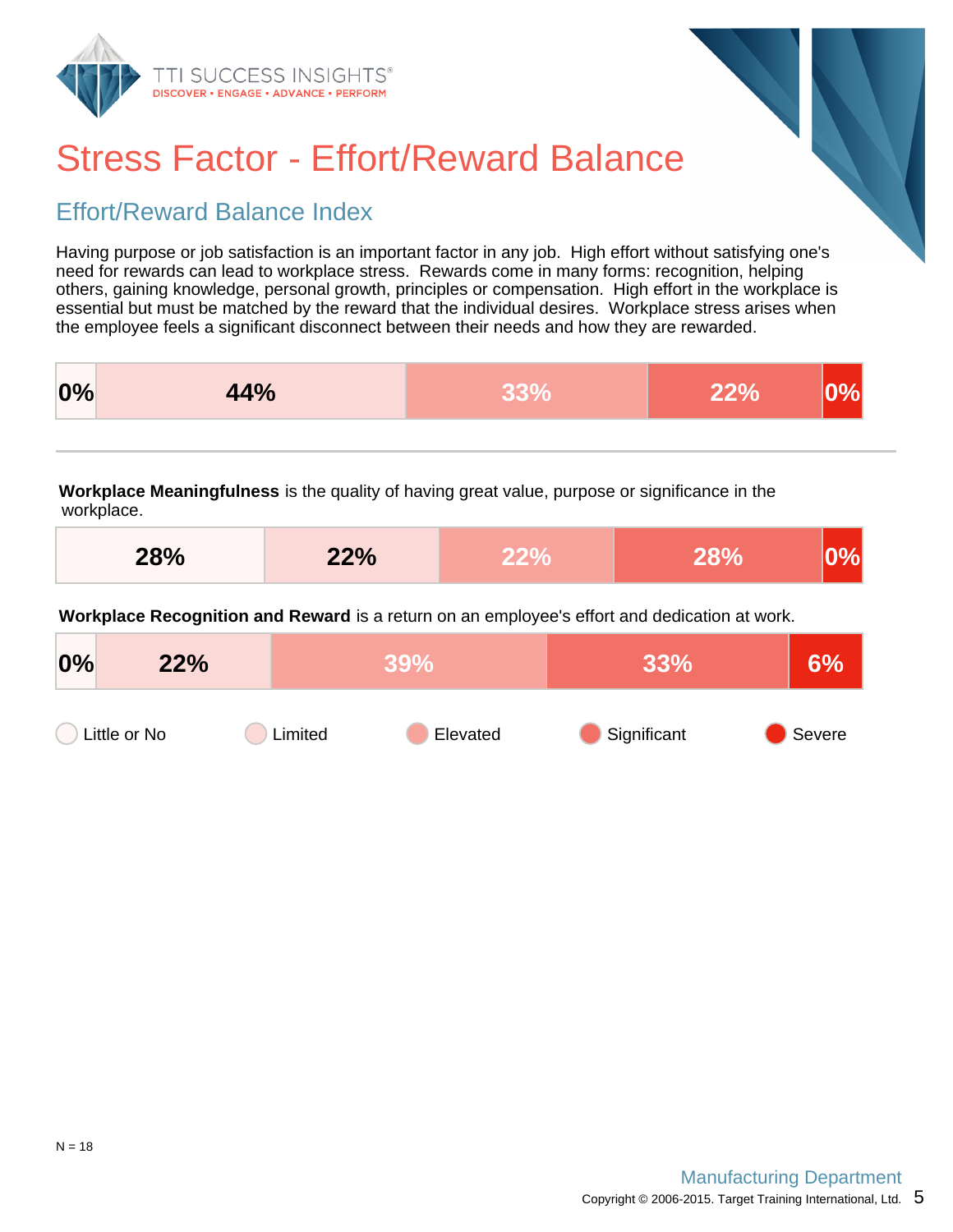# Stress Factor - Effort/Reward Balance

## Effort/Reward Balance Index

Having purpose or job satisfaction is an important factor in any job. High effort without satisfying one's need for rewards can lead to workplace stress. Rewards come in many forms: recognition, helping others, gaining knowledge, personal growth, principles or compensation. High effort in the workplace is essential but must be matched by the reward that the individual desires. Workplace stress arises when the employee feels a significant disconnect between their needs and how they are rewarded.

| Little or No | Limited | Elevated | Significant | Severe |
|---|---|---|---|---|
| 0% | 44% | 33% | 22% | 0% |

**Workplace Meaningfulness** is the quality of having great value, purpose or significance in the workplace.

| Little or No | Limited | Elevated | Significant | Severe |
|---|---|---|---|---|
| 28% | 22% | 22% | 28% | 0% |

**Workplace Recognition and Reward** is a return on an employee's effort and dedication at work.

| Little or No | Limited | Elevated | Significant | Severe |
|---|---|---|---|---|
| 0% | 22% | 39% | 33% | 6% |

Little or No · Limited · Elevated · Significant · Severe

N = 18

Manufacturing Department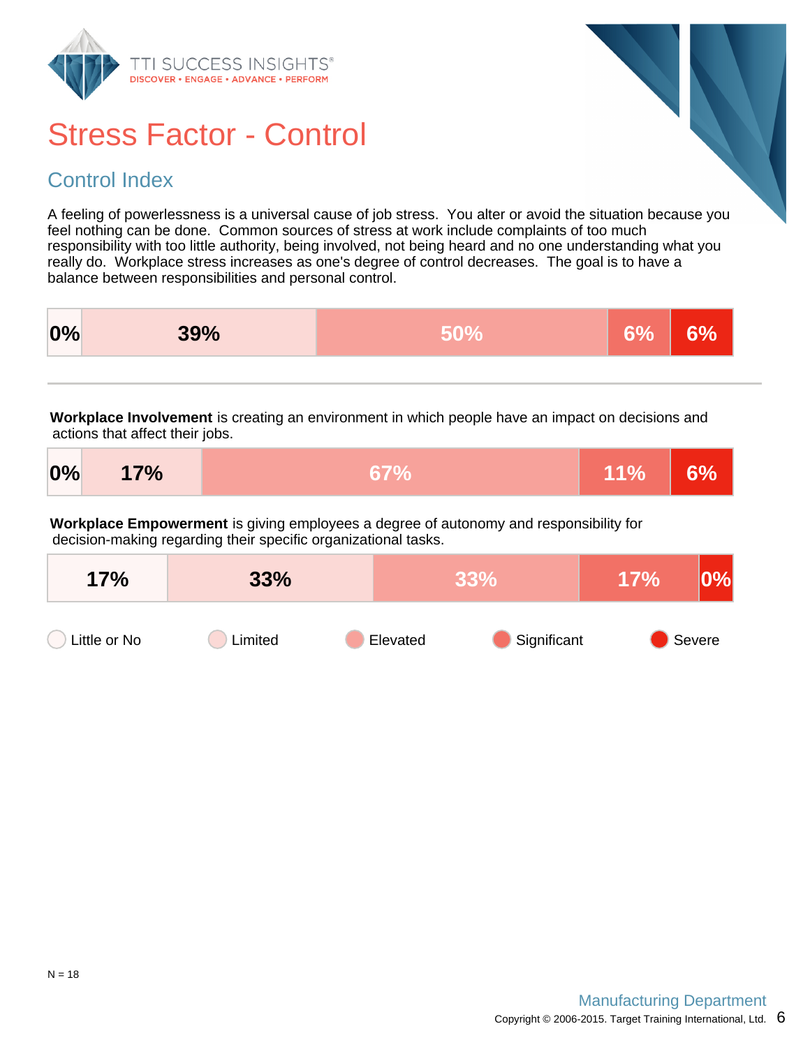# Stress Factor - Control

## Control Index

A feeling of powerlessness is a universal cause of job stress. You alter or avoid the situation because you feel nothing can be done. Common sources of stress at work include complaints of too much responsibility with too little authority, being involved, not being heard and no one understanding what you really do. Workplace stress increases as one's degree of control decreases. The goal is to have a balance between responsibilities and personal control.

| Little or No | Limited | Elevated | Significant | Severe |
| --- | --- | --- | --- | --- |
| 0% | 39% | 50% | 6% | 6% |

**Workplace Involvement** is creating an environment in which people have an impact on decisions and actions that affect their jobs.

| Little or No | Limited | Elevated | Significant | Severe |
| --- | --- | --- | --- | --- |
| 0% | 17% | 67% | 11% | 6% |

**Workplace Empowerment** is giving employees a degree of autonomy and responsibility for decision-making regarding their specific organizational tasks.

| Little or No | Limited | Elevated | Significant | Severe |
| --- | --- | --- | --- | --- |
| 17% | 33% | 33% | 17% | 0% |

N = 18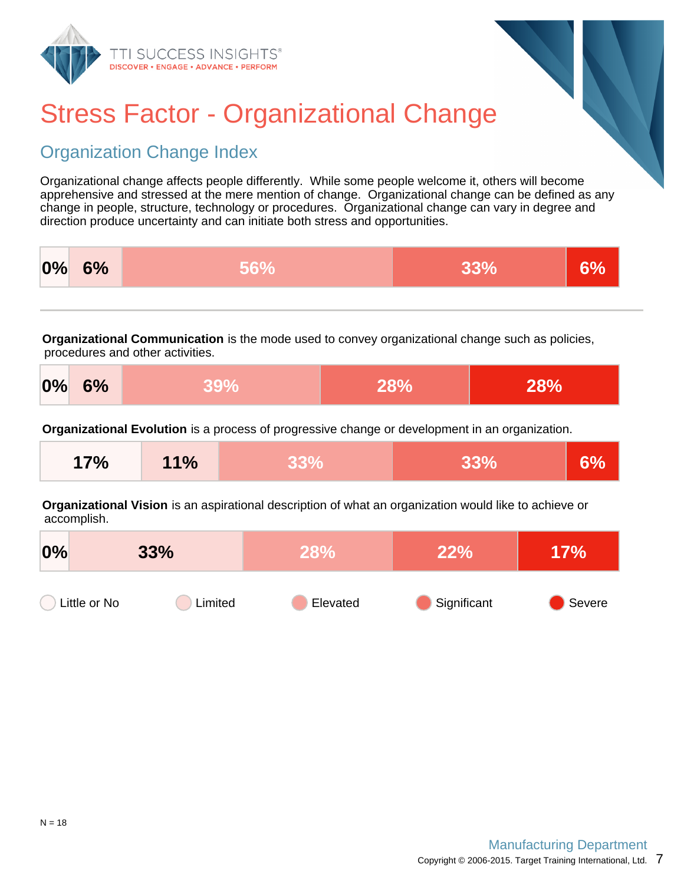# Stress Factor - Organizational Change

## Organization Change Index

Organizational change affects people differently. While some people welcome it, others will become apprehensive and stressed at the mere mention of change. Organizational change can be defined as any change in people, structure, technology or procedures. Organizational change can vary in degree and direction produce uncertainty and can initiate both stress and opportunities.

| Little or No | Limited | Elevated | Significant | Severe |
|---|---|---|---|---|
| 0% | 6% | 56% | 33% | 6% |

**Organizational Communication** is the mode used to convey organizational change such as policies, procedures and other activities.

| Little or No | Limited | Elevated | Significant | Severe |
|---|---|---|---|---|
| 0% | 6% | 39% | 28% | 28% |

**Organizational Evolution** is a process of progressive change or development in an organization.

| Little or No | Limited | Elevated | Significant | Severe |
|---|---|---|---|---|
| 17% | 11% | 33% | 33% | 6% |

**Organizational Vision** is an aspirational description of what an organization would like to achieve or accomplish.

| Little or No | Limited | Elevated | Significant | Severe |
|---|---|---|---|---|
| 0% | 33% | 28% | 22% | 17% |

Little or No · Limited · Elevated · Significant · Severe

N = 18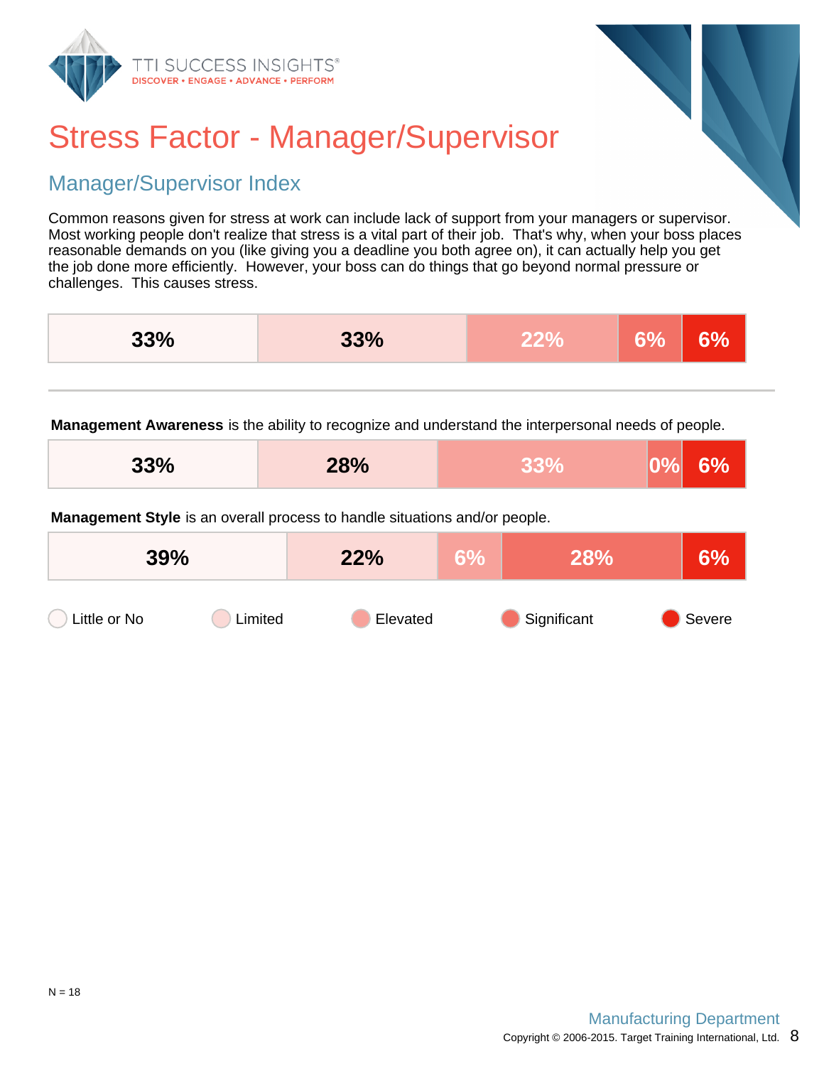# Stress Factor - Manager/Supervisor

## Manager/Supervisor Index

Common reasons given for stress at work can include lack of support from your managers or supervisor. Most working people don't realize that stress is a vital part of their job. That's why, when your boss places reasonable demands on you (like giving you a deadline you both agree on), it can actually help you get the job done more efficiently. However, your boss can do things that go beyond normal pressure or challenges. This causes stress.

| Little or No | Limited | Elevated | Significant | Severe |
|---|---|---|---|---|
| 33% | 33% | 22% | 6% | 6% |

**Management Awareness** is the ability to recognize and understand the interpersonal needs of people.

| Little or No | Limited | Elevated | Significant | Severe |
|---|---|---|---|---|
| 33% | 28% | 33% | 0% | 6% |

**Management Style** is an overall process to handle situations and/or people.

| Little or No | Limited | Elevated | Significant | Severe |
|---|---|---|---|---|
| 39% | 22% | 6% | 28% | 6% |

Little or No · Limited · Elevated · Significant · Severe

N = 18

Manufacturing Department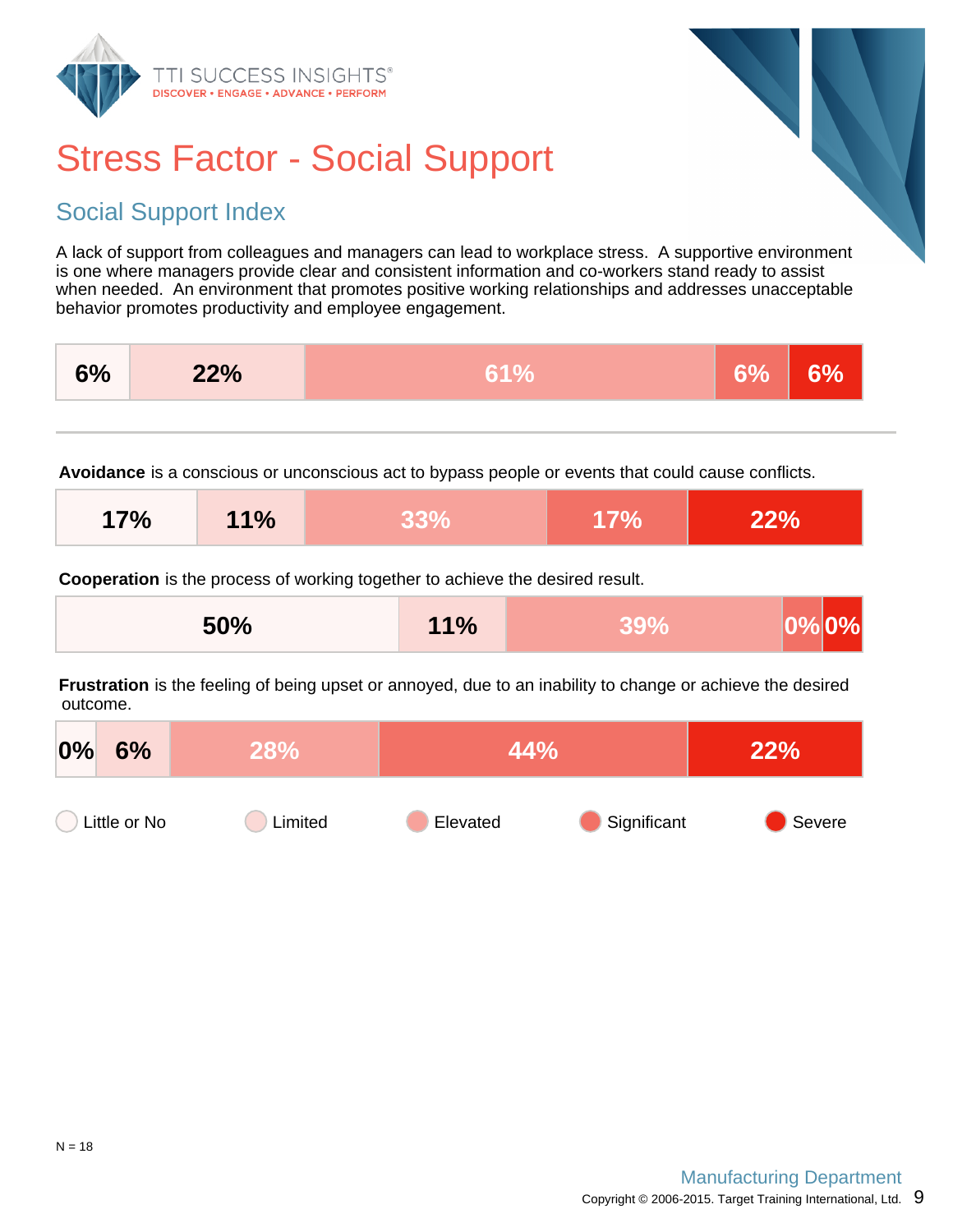# Stress Factor - Social Support

## Social Support Index

A lack of support from colleagues and managers can lead to workplace stress. A supportive environment is one where managers provide clear and consistent information and co-workers stand ready to assist when needed. An environment that promotes positive working relationships and addresses unacceptable behavior promotes productivity and employee engagement.

| Little or No | Limited | Elevated | Significant | Severe |
|---|---|---|---|---|
| 6% | 22% | 61% | 6% | 6% |

**Avoidance** is a conscious or unconscious act to bypass people or events that could cause conflicts.

| Little or No | Limited | Elevated | Significant | Severe |
|---|---|---|---|---|
| 17% | 11% | 33% | 17% | 22% |

**Cooperation** is the process of working together to achieve the desired result.

| Little or No | Limited | Elevated | Significant | Severe |
|---|---|---|---|---|
| 50% | 11% | 39% | 0% | 0% |

**Frustration** is the feeling of being upset or annoyed, due to an inability to change or achieve the desired outcome.

| Little or No | Limited | Elevated | Significant | Severe |
|---|---|---|---|---|
| 0% | 6% | 28% | 44% | 22% |

Little or No · Limited · Elevated · Significant · Severe

N = 18

Manufacturing Department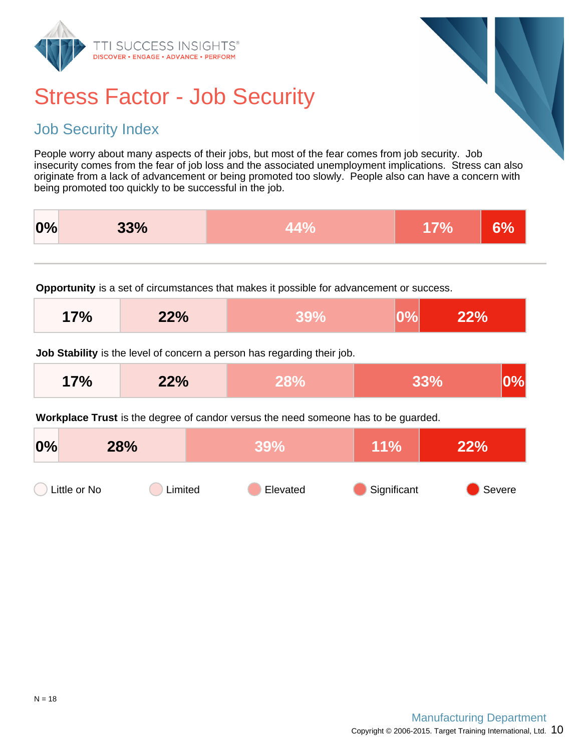# Stress Factor - Job Security

## Job Security Index

People worry about many aspects of their jobs, but most of the fear comes from job security. Job insecurity comes from the fear of job loss and the associated unemployment implications. Stress can also originate from a lack of advancement or being promoted too slowly. People also can have a concern with being promoted too quickly to be successful in the job.

| Little or No | Limited | Elevated | Significant | Severe |
|---|---|---|---|---|
| 0% | 33% | 44% | 17% | 6% |

**Opportunity** is a set of circumstances that makes it possible for advancement or success.

| Little or No | Limited | Elevated | Significant | Severe |
|---|---|---|---|---|
| 17% | 22% | 39% | 0% | 22% |

**Job Stability** is the level of concern a person has regarding their job.

| Little or No | Limited | Elevated | Significant | Severe |
|---|---|---|---|---|
| 17% | 22% | 28% | 33% | 0% |

**Workplace Trust** is the degree of candor versus the need someone has to be guarded.

| Little or No | Limited | Elevated | Significant | Severe |
|---|---|---|---|---|
| 0% | 28% | 39% | 11% | 22% |

Little or No · Limited · Elevated · Significant · Severe

N = 18

Manufacturing Department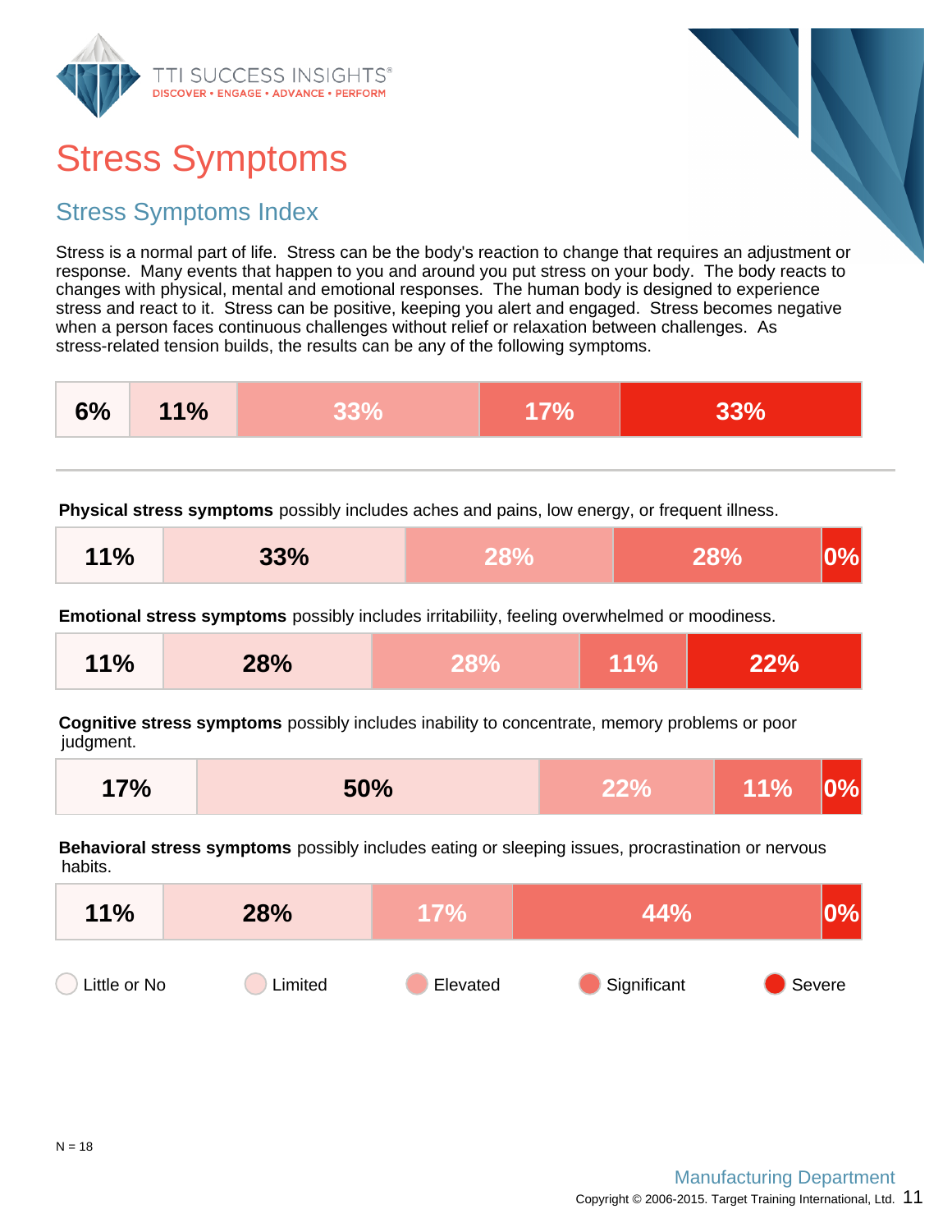# Stress Symptoms

## Stress Symptoms Index

Stress is a normal part of life. Stress can be the body's reaction to change that requires an adjustment or response. Many events that happen to you and around you put stress on your body. The body reacts to changes with physical, mental and emotional responses. The human body is designed to experience stress and react to it. Stress can be positive, keeping you alert and engaged. Stress becomes negative when a person faces continuous challenges without relief or relaxation between challenges. As stress-related tension builds, the results can be any of the following symptoms.

| | Little or No | Limited | Elevated | Significant | Severe |
|---|---|---|---|---|---|
| Overall | 6% | 11% | 33% | 17% | 33% |
| **Physical stress symptoms** possibly includes aches and pains, low energy, or frequent illness. | 11% | 33% | 28% | 28% | 0% |
| **Emotional stress symptoms** possibly includes irritabiliity, feeling overwhelmed or moodiness. | 11% | 28% | 28% | 11% | 22% |
| **Cognitive stress symptoms** possibly includes inability to concentrate, memory problems or poor judgment. | 17% | 50% | 22% | 11% | 0% |
| **Behavioral stress symptoms** possibly includes eating or sleeping issues, procrastination or nervous habits. | 11% | 28% | 17% | 44% | 0% |

N = 18

Manufacturing Department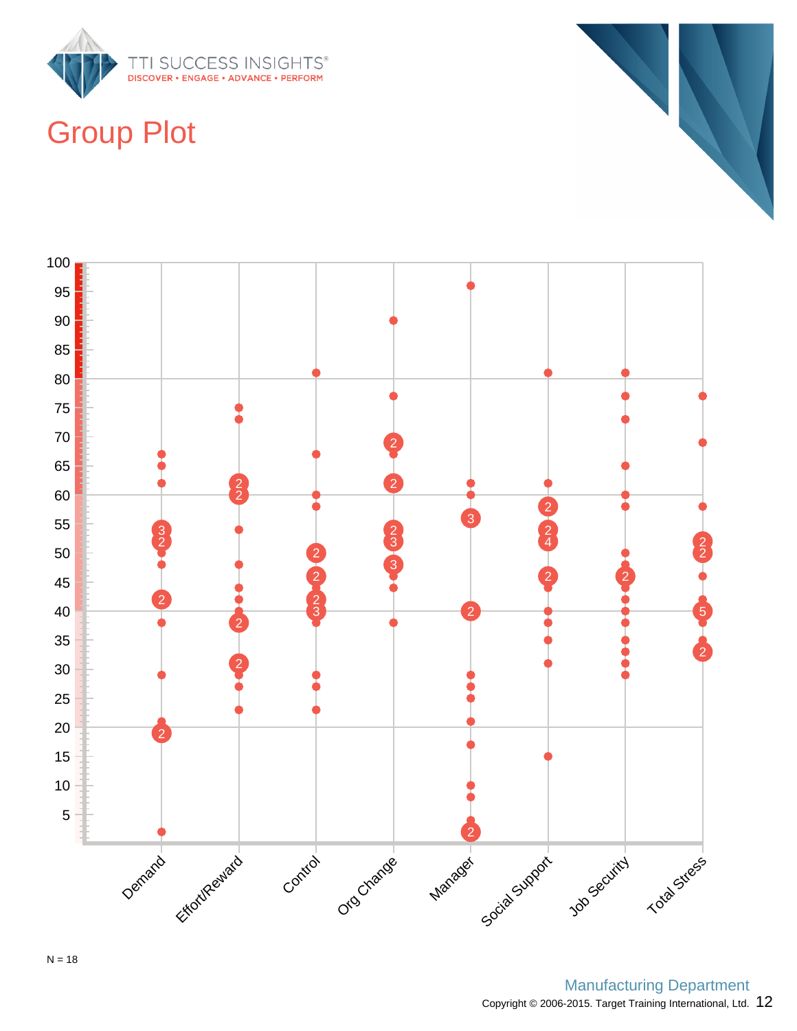# Group Plot

N = 18

Manufacturing Department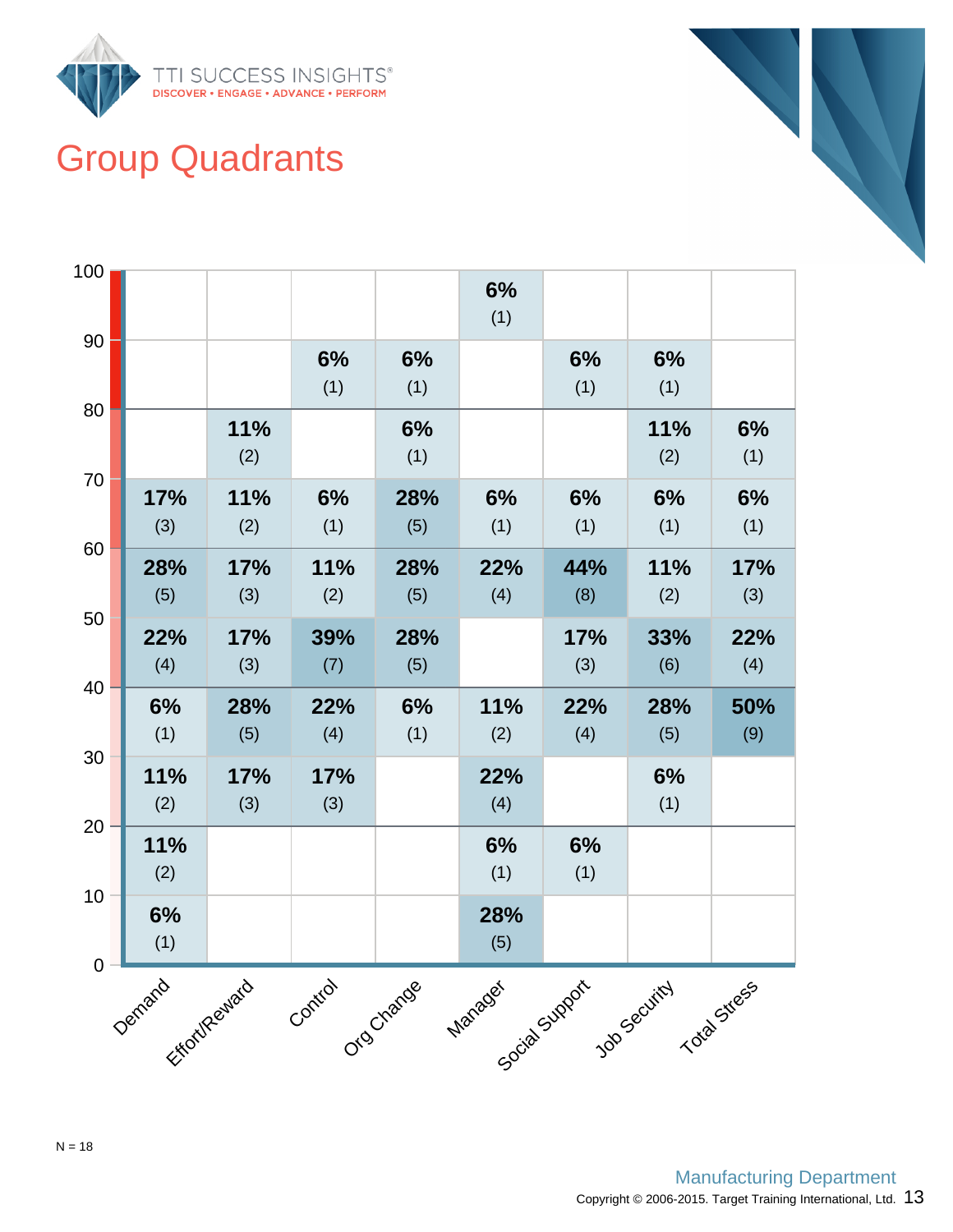# Group Quadrants

100
6% (1)
90
6% (1) 6% (1) 6% (1) 6% (1)
80
11% (2) 6% (1) 11% (2) 6% (1)
70
17% (3) 11% (2) 6% (1) 28% (5) 6% (1) 6% (1) 6% (1) 6% (1)
60
28% (5) 17% (3) 11% (2) 28% (5) 22% (4) 44% (8) 11% (2) 17% (3)
50
22% (4) 17% (3) 39% (7) 28% (5) 17% (3) 33% (6) 22% (4)
40
6% (1) 28% (5) 22% (4) 6% (1) 11% (2) 22% (4) 28% (5) 50% (9)
30
11% (2) 17% (3) 17% (3) 22% (4) 6% (1)
20
11% (2) 6% (1) 6% (1)
10
6% (1) 28% (5)
0

Demand
Effort/Reward
Control
Org Change
Manager
Social Support
Job Security
Total Stress

N = 18